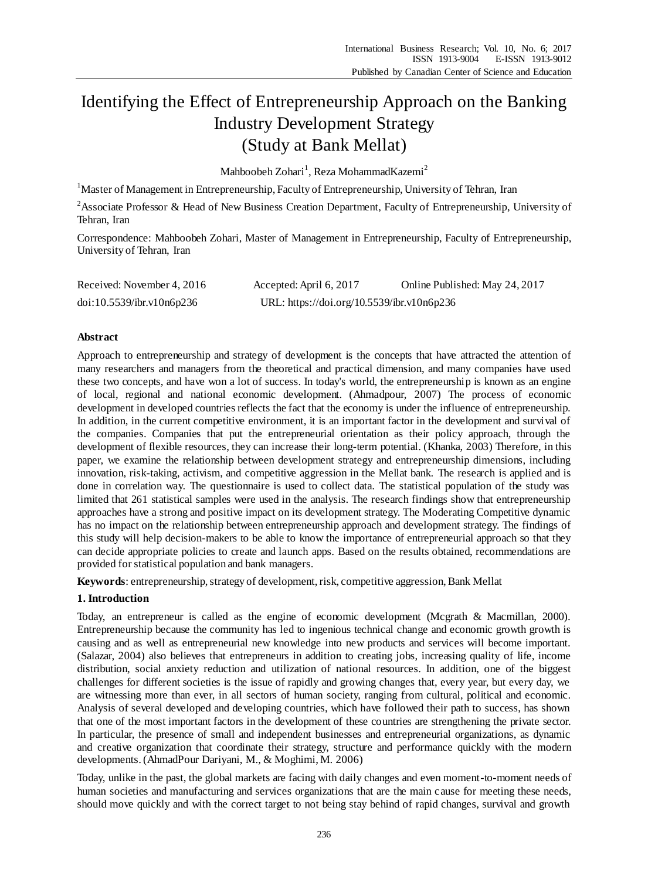# Identifying the Effect of Entrepreneurship Approach on the Banking Industry Development Strategy (Study at Bank Mellat)

Mahboobeh Zohari[1], Reza MohammadKazemi[2]

[1]Master of Management in Entrepreneurship, Faculty of Entrepreneurship, University of Tehran, Iran

[2]Associate Professor & Head of New Business Creation Department, Faculty of Entrepreneurship, University of Tehran, Iran

Correspondence: Mahboobeh Zohari, Master of Management in Entrepreneurship, Faculty of Entrepreneurship, University of Tehran, Iran

Received: November 4, 2016 Accepted: April 6, 2017 Online Published: May 24, 2017

doi:10.5539/ibr.v10n6p236 URL: https://doi.org/10.5539/ibr.v10n6p236

## Abstract

Approach to entrepreneurship and strategy of development is the concepts that have attracted the attention of many researchers and managers from the theoretical and practical dimension, and many companies have used these two concepts, and have won a lot of success. In today's world, the entrepreneurship is known as an engine of local, regional and national economic development. (Ahmadpour, 2007) The process of economic development in developed countries reflects the fact that the economy is under the influence of entrepreneurship. In addition, in the current competitive environment, it is an important factor in the development and survival of the companies. Companies that put the entrepreneurial orientation as their policy approach, through the development of flexible resources, they can increase their long-term potential. (Khanka, 2003) Therefore, in this paper, we examine the relationship between development strategy and entrepreneurship dimensions, including innovation, risk-taking, activism, and competitive aggression in the Mellat bank. The research is applied and is done in correlation way. The questionnaire is used to collect data. The statistical population of the study was limited that 261 statistical samples were used in the analysis. The research findings show that entrepreneurship approaches have a strong and positive impact on its development strategy. The Moderating Competitive dynamic has no impact on the relationship between entrepreneurship approach and development strategy. The findings of this study will help decision-makers to be able to know the importance of entrepreneurial approach so that they can decide appropriate policies to create and launch apps. Based on the results obtained, recommendations are provided for statistical population and bank managers.

**Keywords**: entrepreneurship, strategy of development, risk, competitive aggression, Bank Mellat

## 1. Introduction

Today, an entrepreneur is called as the engine of economic development (Mcgrath & Macmillan, 2000). Entrepreneurship because the community has led to ingenious technical change and economic growth growth is causing and as well as entrepreneurial new knowledge into new products and services will become important. (Salazar, 2004) also believes that entrepreneurs in addition to creating jobs, increasing quality of life, income distribution, social anxiety reduction and utilization of national resources. In addition, one of the biggest challenges for different societies is the issue of rapidly and growing changes that, every year, but every day, we are witnessing more than ever, in all sectors of human society, ranging from cultural, political and economic. Analysis of several developed and developing countries, which have followed their path to success, has shown that one of the most important factors in the development of these countries are strengthening the private sector. In particular, the presence of small and independent businesses and entrepreneurial organizations, as dynamic and creative organization that coordinate their strategy, structure and performance quickly with the modern developments. (AhmadPour Dariyani, M., & Moghimi, M. 2006)

Today, unlike in the past, the global markets are facing with daily changes and even moment-to-moment needs of human societies and manufacturing and services organizations that are the main cause for meeting these needs, should move quickly and with the correct target to not being stay behind of rapid changes, survival and growth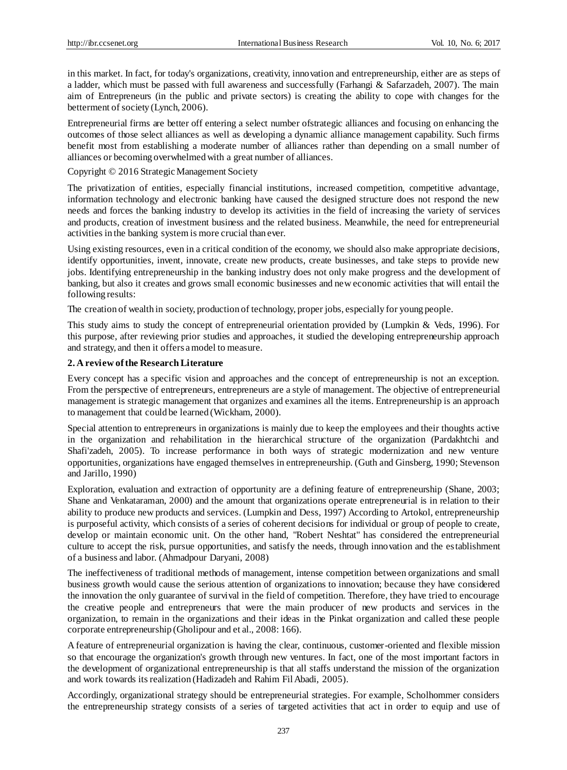in this market. In fact, for today's organizations, creativity, innovation and entrepreneurship, either are as steps of a ladder, which must be passed with full awareness and successfully (Farhangi & Safarzadeh, 2007). The main aim of Entrepreneurs (in the public and private sectors) is creating the ability to cope with changes for the betterment of society (Lynch, 2006).

Entrepreneurial firms are better off entering a select number ofstrategic alliances and focusing on enhancing the outcomes of those select alliances as well as developing a dynamic alliance management capability. Such firms benefit most from establishing a moderate number of alliances rather than depending on a small number of alliances or becoming overwhelmed with a great number of alliances.

Copyright © 2016 Strategic Management Society

The privatization of entities, especially financial institutions, increased competition, competitive advantage, information technology and electronic banking have caused the designed structure does not respond the new needs and forces the banking industry to develop its activities in the field of increasing the variety of services and products, creation of investment business and the related business. Meanwhile, the need for entrepreneurial activities in the banking system is more crucial than ever.

Using existing resources, even in a critical condition of the economy, we should also make appropriate decisions, identify opportunities, invent, innovate, create new products, create businesses, and take steps to provide new jobs. Identifying entrepreneurship in the banking industry does not only make progress and the development of banking, but also it creates and grows small economic businesses and new economic activities that will entail the following results:

The creation of wealth in society, production of technology, proper jobs, especially for young people.

This study aims to study the concept of entrepreneurial orientation provided by (Lumpkin & Veds, 1996). For this purpose, after reviewing prior studies and approaches, it studied the developing entrepreneurship approach and strategy, and then it offers a model to measure.

## 2. A review of the Research Literature

Every concept has a specific vision and approaches and the concept of entrepreneurship is not an exception. From the perspective of entrepreneurs, entrepreneurs are a style of management. The objective of entrepreneurial management is strategic management that organizes and examines all the items. Entrepreneurship is an approach to management that could be learned (Wickham, 2000).

Special attention to entrepreneurs in organizations is mainly due to keep the employees and their thoughts active in the organization and rehabilitation in the hierarchical structure of the organization (Pardakhtchi and Shafi'zadeh, 2005). To increase performance in both ways of strategic modernization and new venture opportunities, organizations have engaged themselves in entrepreneurship. (Guth and Ginsberg, 1990; Stevenson and Jarillo, 1990)

Exploration, evaluation and extraction of opportunity are a defining feature of entrepreneurship (Shane, 2003; Shane and Venkataraman, 2000) and the amount that organizations operate entrepreneurial is in relation to their ability to produce new products and services. (Lumpkin and Dess, 1997) According to Artokol, entrepreneurship is purposeful activity, which consists of a series of coherent decisions for individual or group of people to create, develop or maintain economic unit. On the other hand, "Robert Neshtat" has considered the entrepreneurial culture to accept the risk, pursue opportunities, and satisfy the needs, through innovation and the establishment of a business and labor. (Ahmadpour Daryani, 2008)

The ineffectiveness of traditional methods of management, intense competition between organizations and small business growth would cause the serious attention of organizations to innovation; because they have considered the innovation the only guarantee of survival in the field of competition. Therefore, they have tried to encourage the creative people and entrepreneurs that were the main producer of new products and services in the organization, to remain in the organizations and their ideas in the Pinkat organization and called these people corporate entrepreneurship (Gholipour and et al., 2008: 166).

A feature of entrepreneurial organization is having the clear, continuous, customer-oriented and flexible mission so that encourage the organization's growth through new ventures. In fact, one of the most important factors in the development of organizational entrepreneurship is that all staffs understand the mission of the organization and work towards its realization (Hadizadeh and Rahim Fil Abadi, 2005).

Accordingly, organizational strategy should be entrepreneurial strategies. For example, Scholhommer considers the entrepreneurship strategy consists of a series of targeted activities that act in order to equip and use of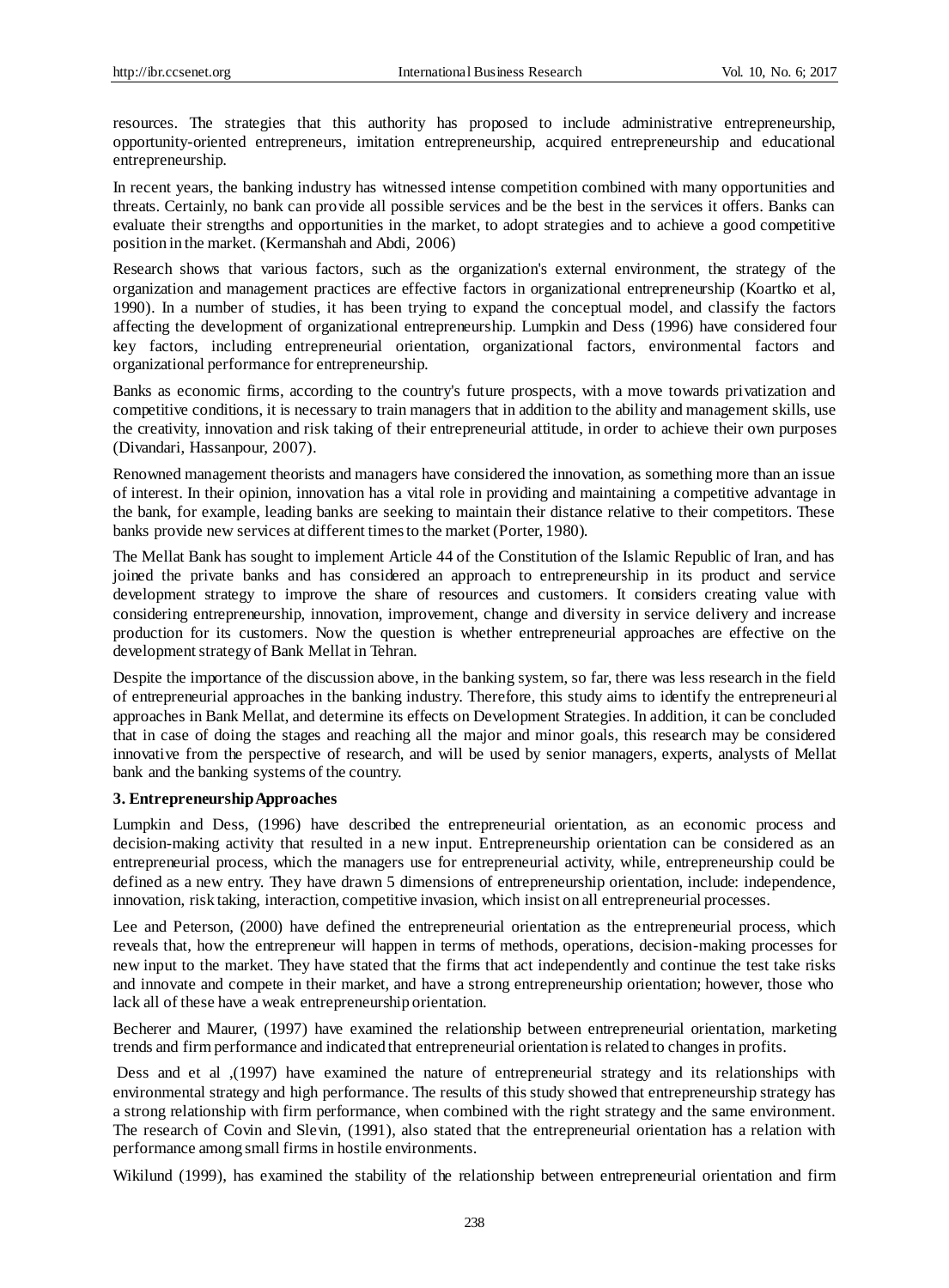resources. The strategies that this authority has proposed to include administrative entrepreneurship, opportunity-oriented entrepreneurs, imitation entrepreneurship, acquired entrepreneurship and educational entrepreneurship.

In recent years, the banking industry has witnessed intense competition combined with many opportunities and threats. Certainly, no bank can provide all possible services and be the best in the services it offers. Banks can evaluate their strengths and opportunities in the market, to adopt strategies and to achieve a good competitive position in the market. (Kermanshah and Abdi, 2006)

Research shows that various factors, such as the organization's external environment, the strategy of the organization and management practices are effective factors in organizational entrepreneurship (Koartko et al, 1990). In a number of studies, it has been trying to expand the conceptual model, and classify the factors affecting the development of organizational entrepreneurship. Lumpkin and Dess (1996) have considered four key factors, including entrepreneurial orientation, organizational factors, environmental factors and organizational performance for entrepreneurship.

Banks as economic firms, according to the country's future prospects, with a move towards privatization and competitive conditions, it is necessary to train managers that in addition to the ability and management skills, use the creativity, innovation and risk taking of their entrepreneurial attitude, in order to achieve their own purposes (Divandari, Hassanpour, 2007).

Renowned management theorists and managers have considered the innovation, as something more than an issue of interest. In their opinion, innovation has a vital role in providing and maintaining a competitive advantage in the bank, for example, leading banks are seeking to maintain their distance relative to their competitors. These banks provide new services at different times to the market (Porter, 1980).

The Mellat Bank has sought to implement Article 44 of the Constitution of the Islamic Republic of Iran, and has joined the private banks and has considered an approach to entrepreneurship in its product and service development strategy to improve the share of resources and customers. It considers creating value with considering entrepreneurship, innovation, improvement, change and diversity in service delivery and increase production for its customers. Now the question is whether entrepreneurial approaches are effective on the development strategy of Bank Mellat in Tehran.

Despite the importance of the discussion above, in the banking system, so far, there was less research in the field of entrepreneurial approaches in the banking industry. Therefore, this study aims to identify the entrepreneurial approaches in Bank Mellat, and determine its effects on Development Strategies. In addition, it can be concluded that in case of doing the stages and reaching all the major and minor goals, this research may be considered innovative from the perspective of research, and will be used by senior managers, experts, analysts of Mellat bank and the banking systems of the country.

## 3. Entrepreneurship Approaches

Lumpkin and Dess, (1996) have described the entrepreneurial orientation, as an economic process and decision-making activity that resulted in a new input. Entrepreneurship orientation can be considered as an entrepreneurial process, which the managers use for entrepreneurial activity, while, entrepreneurship could be defined as a new entry. They have drawn 5 dimensions of entrepreneurship orientation, include: independence, innovation, risk taking, interaction, competitive invasion, which insist on all entrepreneurial processes.

Lee and Peterson, (2000) have defined the entrepreneurial orientation as the entrepreneurial process, which reveals that, how the entrepreneur will happen in terms of methods, operations, decision-making processes for new input to the market. They have stated that the firms that act independently and continue the test take risks and innovate and compete in their market, and have a strong entrepreneurship orientation; however, those who lack all of these have a weak entrepreneurship orientation.

Becherer and Maurer, (1997) have examined the relationship between entrepreneurial orientation, marketing trends and firm performance and indicated that entrepreneurial orientation is related to changes in profits.

Dess and et al ,(1997) have examined the nature of entrepreneurial strategy and its relationships with environmental strategy and high performance. The results of this study showed that entrepreneurship strategy has a strong relationship with firm performance, when combined with the right strategy and the same environment. The research of Covin and Slevin, (1991), also stated that the entrepreneurial orientation has a relation with performance among small firms in hostile environments.

Wikilund (1999), has examined the stability of the relationship between entrepreneurial orientation and firm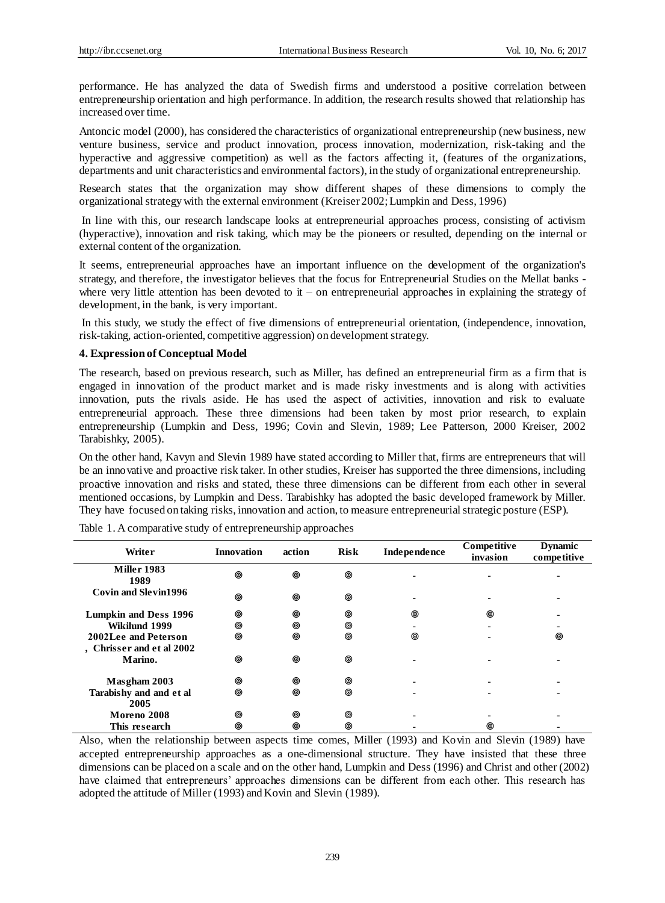performance. He has analyzed the data of Swedish firms and understood a positive correlation between entrepreneurship orientation and high performance. In addition, the research results showed that relationship has increased over time.

Antoncic model (2000), has considered the characteristics of organizational entrepreneurship (new business, new venture business, service and product innovation, process innovation, modernization, risk-taking and the hyperactive and aggressive competition) as well as the factors affecting it, (features of the organizations, departments and unit characteristics and environmental factors), in the study of organizational entrepreneurship.

Research states that the organization may show different shapes of these dimensions to comply the organizational strategy with the external environment (Kreiser 2002; Lumpkin and Dess, 1996)

In line with this, our research landscape looks at entrepreneurial approaches process, consisting of activism (hyperactive), innovation and risk taking, which may be the pioneers or resulted, depending on the internal or external content of the organization.

It seems, entrepreneurial approaches have an important influence on the development of the organization's strategy, and therefore, the investigator believes that the focus for Entrepreneurial Studies on the Mellat banks - where very little attention has been devoted to it – on entrepreneurial approaches in explaining the strategy of development, in the bank, is very important.

In this study, we study the effect of five dimensions of entrepreneurial orientation, (independence, innovation, risk-taking, action-oriented, competitive aggression) on development strategy.

## 4. Expression of Conceptual Model

The research, based on previous research, such as Miller, has defined an entrepreneurial firm as a firm that is engaged in innovation of the product market and is made risky investments and is along with activities innovation, puts the rivals aside. He has used the aspect of activities, innovation and risk to evaluate entrepreneurial approach. These three dimensions had been taken by most prior research, to explain entrepreneurship (Lumpkin and Dess, 1996; Covin and Slevin, 1989; Lee Patterson, 2000 Kreiser, 2002 Tarabishky, 2005).

On the other hand, Kavyn and Slevin 1989 have stated according to Miller that, firms are entrepreneurs that will be an innovative and proactive risk taker. In other studies, Kreiser has supported the three dimensions, including proactive innovation and risks and stated, these three dimensions can be different from each other in several mentioned occasions, by Lumpkin and Dess. Tarabishky has adopted the basic developed framework by Miller. They have focused on taking risks, innovation and action, to measure entrepreneurial strategic posture (ESP).

Table 1. A comparative study of entrepreneurship approaches

| Writer | Innovation | action | Risk | Independence | Competitive invasion | Dynamic competitive |
|---|---|---|---|---|---|---|
| **Miller 1983 1989** | ◎ | ◎ | ◎ | - | - | - |
| **Covin and Slevin1996** | ◎ | ◎ | ◎ | - | - | - |
| **Lumpkin and Dess 1996** | ◎ | ◎ | ◎ | ◎ | ◎ | - |
| **Wikilund 1999** | ◎ | ◎ | ◎ | - | - | - |
| **2002Lee and Peterson** | ◎ | ◎ | ◎ | ◎ | - | ◎ |
| **, Chrisser and et al 2002 Marino.** | ◎ | ◎ | ◎ | - | - | - |
| **Masgham 2003** | ◎ | ◎ | ◎ | - | - | - |
| **Tarabishy and and et al 2005** | ◎ | ◎ | ◎ | - | - | - |
| **Moreno 2008** | ◎ | ◎ | ◎ | - | - | - |
| **This research** | ◎ | ◎ | ◎ | - | ◎ | - |

Also, when the relationship between aspects time comes, Miller (1993) and Kovin and Slevin (1989) have accepted entrepreneurship approaches as a one-dimensional structure. They have insisted that these three dimensions can be placed on a scale and on the other hand, Lumpkin and Dess (1996) and Christ and other (2002) have claimed that entrepreneurs' approaches dimensions can be different from each other. This research has adopted the attitude of Miller (1993) and Kovin and Slevin (1989).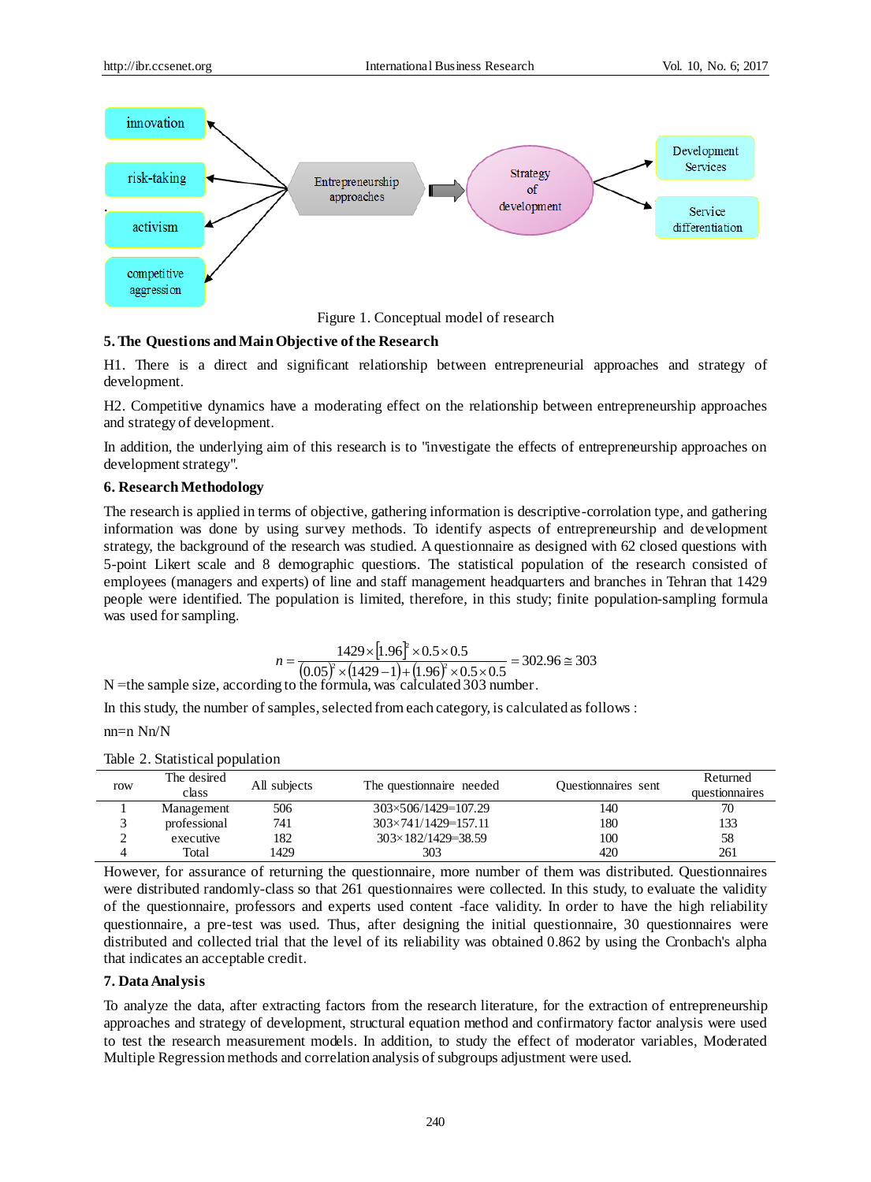Figure 1. Conceptual model of research

## 5. The Questions and Main Objective of the Research

H1. There is a direct and significant relationship between entrepreneurial approaches and strategy of development.

H2. Competitive dynamics have a moderating effect on the relationship between entrepreneurship approaches and strategy of development.

In addition, the underlying aim of this research is to "investigate the effects of entrepreneurship approaches on development strategy".

## 6. Research Methodology

The research is applied in terms of objective, gathering information is descriptive-corrolation type, and gathering information was done by using survey methods. To identify aspects of entrepreneurship and development strategy, the background of the research was studied. A questionnaire as designed with 62 closed questions with 5-point Likert scale and 8 demographic questions. The statistical population of the research consisted of employees (managers and experts) of line and staff management headquarters and branches in Tehran that 1429 people were identified. The population is limited, therefore, in this study; finite population-sampling formula was used for sampling.

$$n = \frac{1429 \times [1.96]^2 \times 0.5 \times 0.5}{(0.05)^2 \times (1429-1) + (1.96)^2 \times 0.5 \times 0.5} = 302.96 \cong 303$$

N =the sample size, according to the formula, was calculated 303 number.

In this study, the number of samples, selected from each category, is calculated as follows :

nn=n Nn/N

Table 2. Statistical population

| row | The desired class | All subjects | The questionnaire needed | Questionnaires sent | Returned questionnaires |
|---|---|---|---|---|---|
| 1 | Management | 506 | 303×506/1429=107.29 | 140 | 70 |
| 3 | professional | 741 | 303×741/1429=157.11 | 180 | 133 |
| 2 | executive | 182 | 303×182/1429=38.59 | 100 | 58 |
| 4 | Total | 1429 | 303 | 420 | 261 |

However, for assurance of returning the questionnaire, more number of them was distributed. Questionnaires were distributed randomly-class so that 261 questionnaires were collected. In this study, to evaluate the validity of the questionnaire, professors and experts used content -face validity. In order to have the high reliability questionnaire, a pre-test was used. Thus, after designing the initial questionnaire, 30 questionnaires were distributed and collected trial that the level of its reliability was obtained 0.862 by using the Cronbach's alpha that indicates an acceptable credit.

## 7. Data Analysis

To analyze the data, after extracting factors from the research literature, for the extraction of entrepreneurship approaches and strategy of development, structural equation method and confirmatory factor analysis were used to test the research measurement models. In addition, to study the effect of moderator variables, Moderated Multiple Regression methods and correlation analysis of subgroups adjustment were used.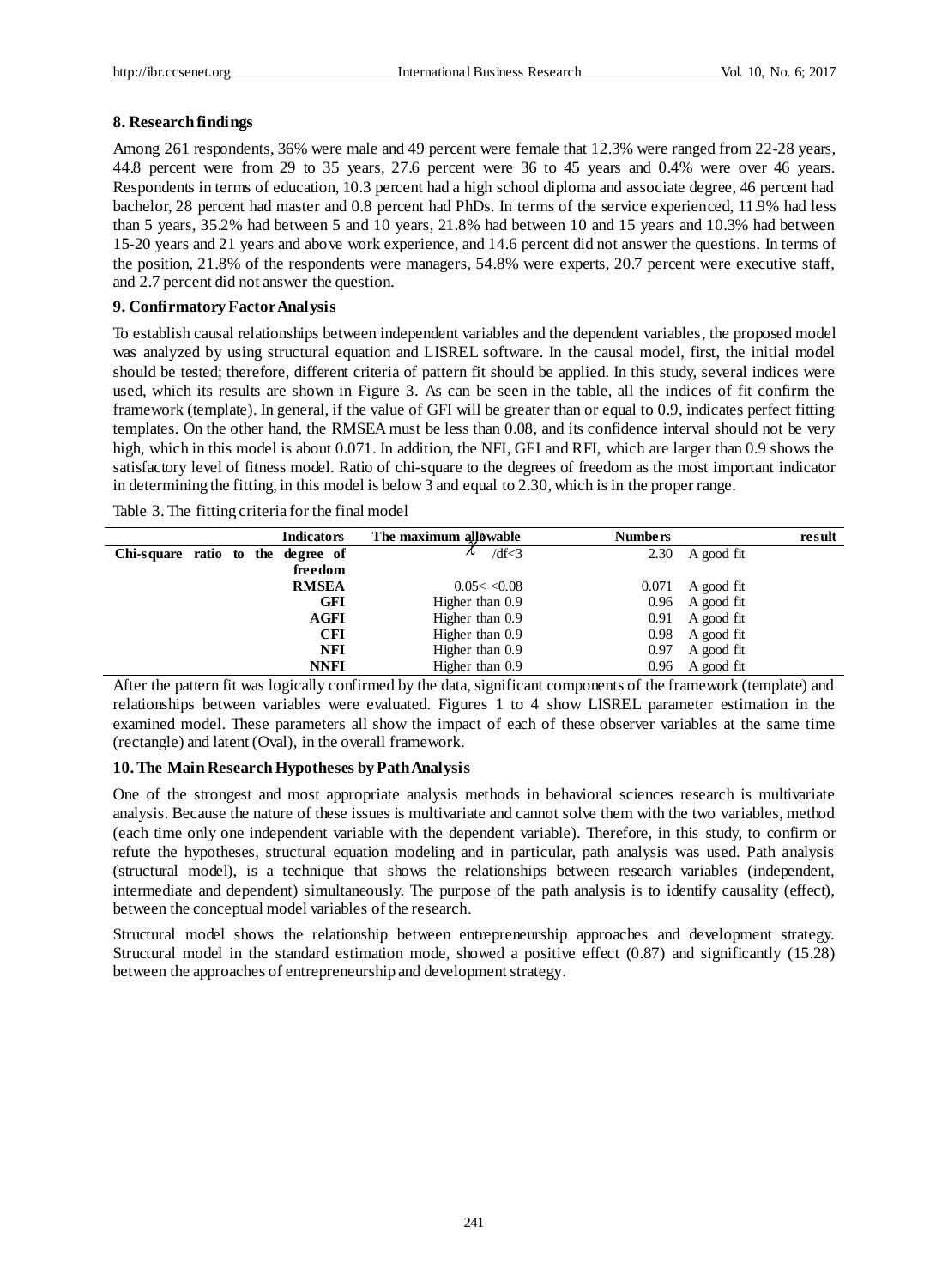## 8. Research findings

Among 261 respondents, 36% were male and 49 percent were female that 12.3% were ranged from 22-28 years, 44.8 percent were from 29 to 35 years, 27.6 percent were 36 to 45 years and 0.4% were over 46 years. Respondents in terms of education, 10.3 percent had a high school diploma and associate degree, 46 percent had bachelor, 28 percent had master and 0.8 percent had PhDs. In terms of the service experienced, 11.9% had less than 5 years, 35.2% had between 5 and 10 years, 21.8% had between 10 and 15 years and 10.3% had between 15-20 years and 21 years and above work experience, and 14.6 percent did not answer the questions. In terms of the position, 21.8% of the respondents were managers, 54.8% were experts, 20.7 percent were executive staff, and 2.7 percent did not answer the question.

## 9. Confirmatory Factor Analysis

To establish causal relationships between independent variables and the dependent variables, the proposed model was analyzed by using structural equation and LISREL software. In the causal model, first, the initial model should be tested; therefore, different criteria of pattern fit should be applied. In this study, several indices were used, which its results are shown in Figure 3. As can be seen in the table, all the indices of fit confirm the framework (template). In general, if the value of GFI will be greater than or equal to 0.9, indicates perfect fitting templates. On the other hand, the RMSEA must be less than 0.08, and its confidence interval should not be very high, which in this model is about 0.071. In addition, the NFI, GFI and RFI, which are larger than 0.9 shows the satisfactory level of fitness model. Ratio of chi-square to the degrees of freedom as the most important indicator in determining the fitting, in this model is below 3 and equal to 2.30, which is in the proper range.

Table 3. The fitting criteria for the final model

| Indicators | The maximum allowable | Numbers | result |
|---|---|---|---|
| Chi-square ratio to the degree of freedom | $\chi^2$/df<3 | 2.30 | A good fit |
| RMSEA | 0.05< <0.08 | 0.071 | A good fit |
| GFI | Higher than 0.9 | 0.96 | A good fit |
| AGFI | Higher than 0.9 | 0.91 | A good fit |
| CFI | Higher than 0.9 | 0.98 | A good fit |
| NFI | Higher than 0.9 | 0.97 | A good fit |
| NNFI | Higher than 0.9 | 0.96 | A good fit |

After the pattern fit was logically confirmed by the data, significant components of the framework (template) and relationships between variables were evaluated. Figures 1 to 4 show LISREL parameter estimation in the examined model. These parameters all show the impact of each of these observer variables at the same time (rectangle) and latent (Oval), in the overall framework.

## 10. The Main Research Hypotheses by Path Analysis

One of the strongest and most appropriate analysis methods in behavioral sciences research is multivariate analysis. Because the nature of these issues is multivariate and cannot solve them with the two variables, method (each time only one independent variable with the dependent variable). Therefore, in this study, to confirm or refute the hypotheses, structural equation modeling and in particular, path analysis was used. Path analysis (structural model), is a technique that shows the relationships between research variables (independent, intermediate and dependent) simultaneously. The purpose of the path analysis is to identify causality (effect), between the conceptual model variables of the research.

Structural model shows the relationship between entrepreneurship approaches and development strategy. Structural model in the standard estimation mode, showed a positive effect (0.87) and significantly (15.28) between the approaches of entrepreneurship and development strategy.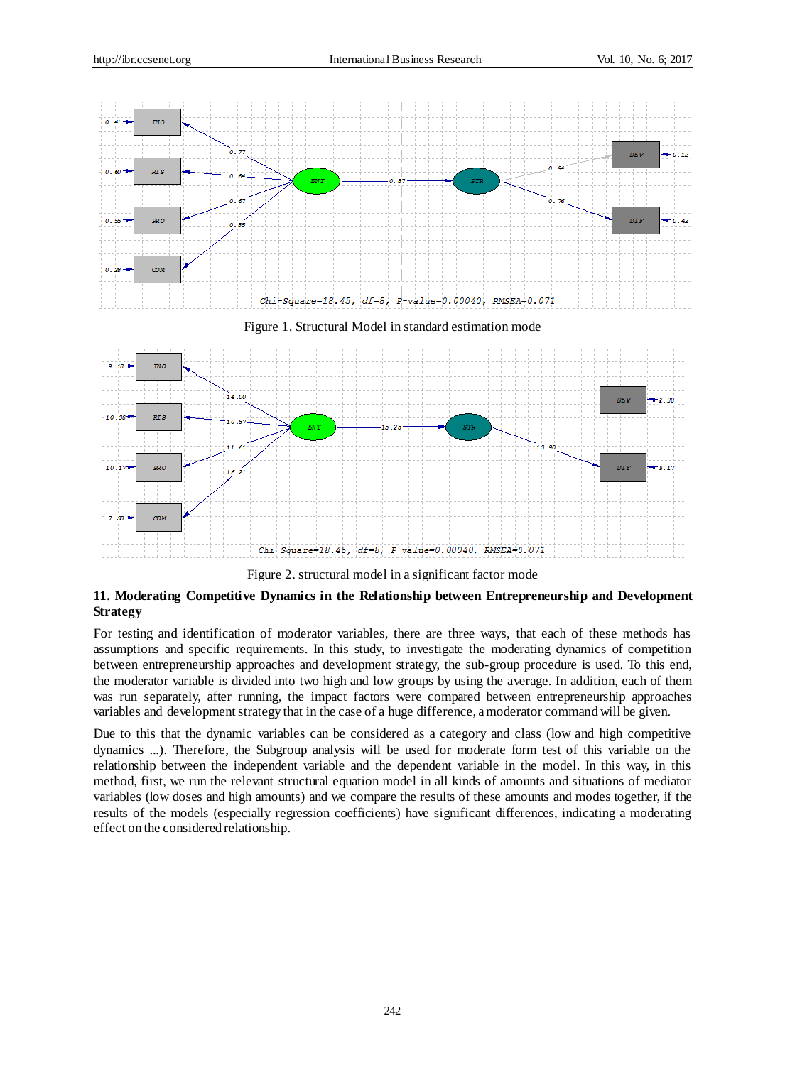Chi-Square=18.45, df=8, P-value=0.00040, RMSEA=0.071

Figure 1. Structural Model in standard estimation mode

Chi-Square=18.45, df=8, P-value=0.00040, RMSEA=0.071

Figure 2. structural model in a significant factor mode

## 11. Moderating Competitive Dynamics in the Relationship between Entrepreneurship and Development Strategy

For testing and identification of moderator variables, there are three ways, that each of these methods has assumptions and specific requirements. In this study, to investigate the moderating dynamics of competition between entrepreneurship approaches and development strategy, the sub-group procedure is used. To this end, the moderator variable is divided into two high and low groups by using the average. In addition, each of them was run separately, after running, the impact factors were compared between entrepreneurship approaches variables and development strategy that in the case of a huge difference, a moderator command will be given.

Due to this that the dynamic variables can be considered as a category and class (low and high competitive dynamics ...). Therefore, the Subgroup analysis will be used for moderate form test of this variable on the relationship between the independent variable and the dependent variable in the model. In this way, in this method, first, we run the relevant structural equation model in all kinds of amounts and situations of mediator variables (low doses and high amounts) and we compare the results of these amounts and modes together, if the results of the models (especially regression coefficients) have significant differences, indicating a moderating effect on the considered relationship.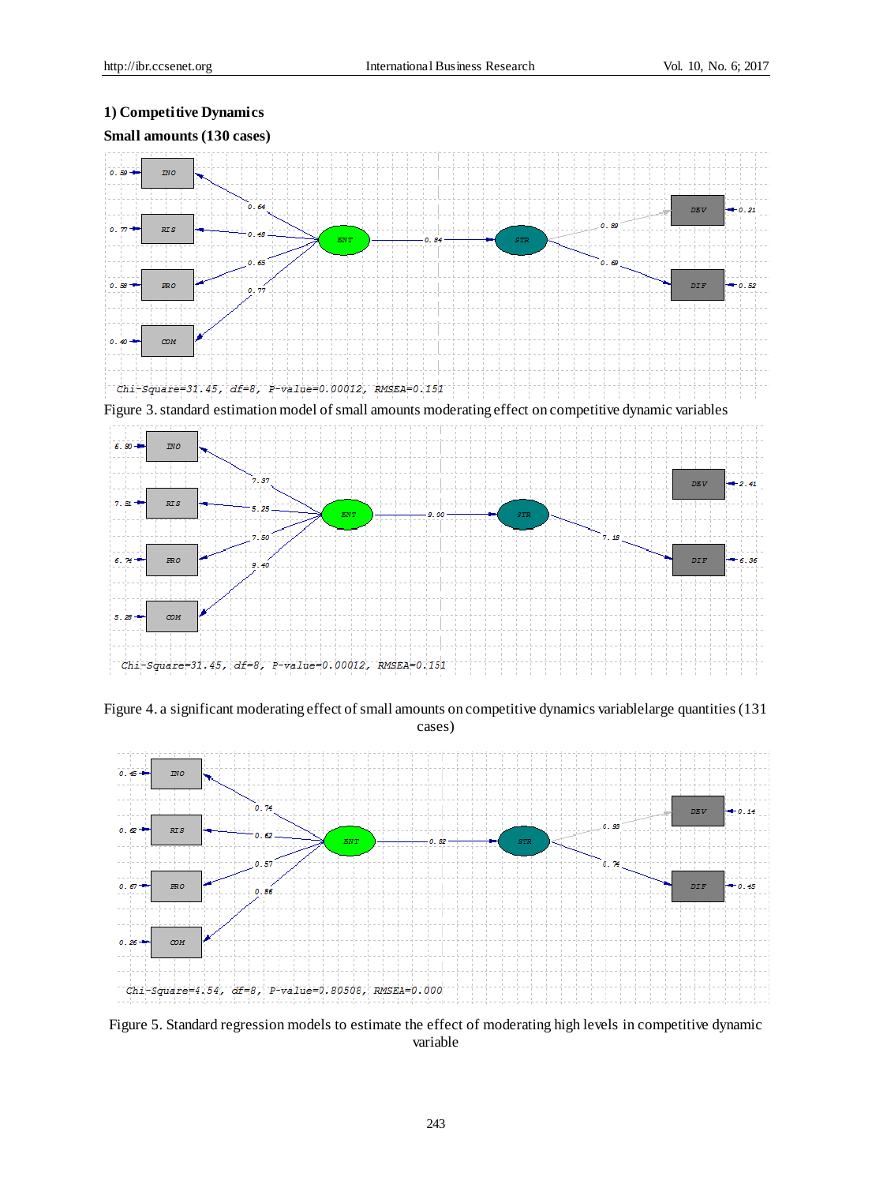**1) Competitive Dynamics**

**Small amounts (130 cases)**

Chi-Square=31.45, df=8, P-value=0.00012, RMSEA=0.151

Figure 3. standard estimation model of small amounts moderating effect on competitive dynamic variables

Chi-Square=31.45, df=8, P-value=0.00012, RMSEA=0.151

Figure 4. a significant moderating effect of small amounts on competitive dynamics variablelarge quantities (131 cases)

Chi-Square=4.54, df=8, P-value=0.80508, RMSEA=0.000

Figure 5. Standard regression models to estimate the effect of moderating high levels in competitive dynamic variable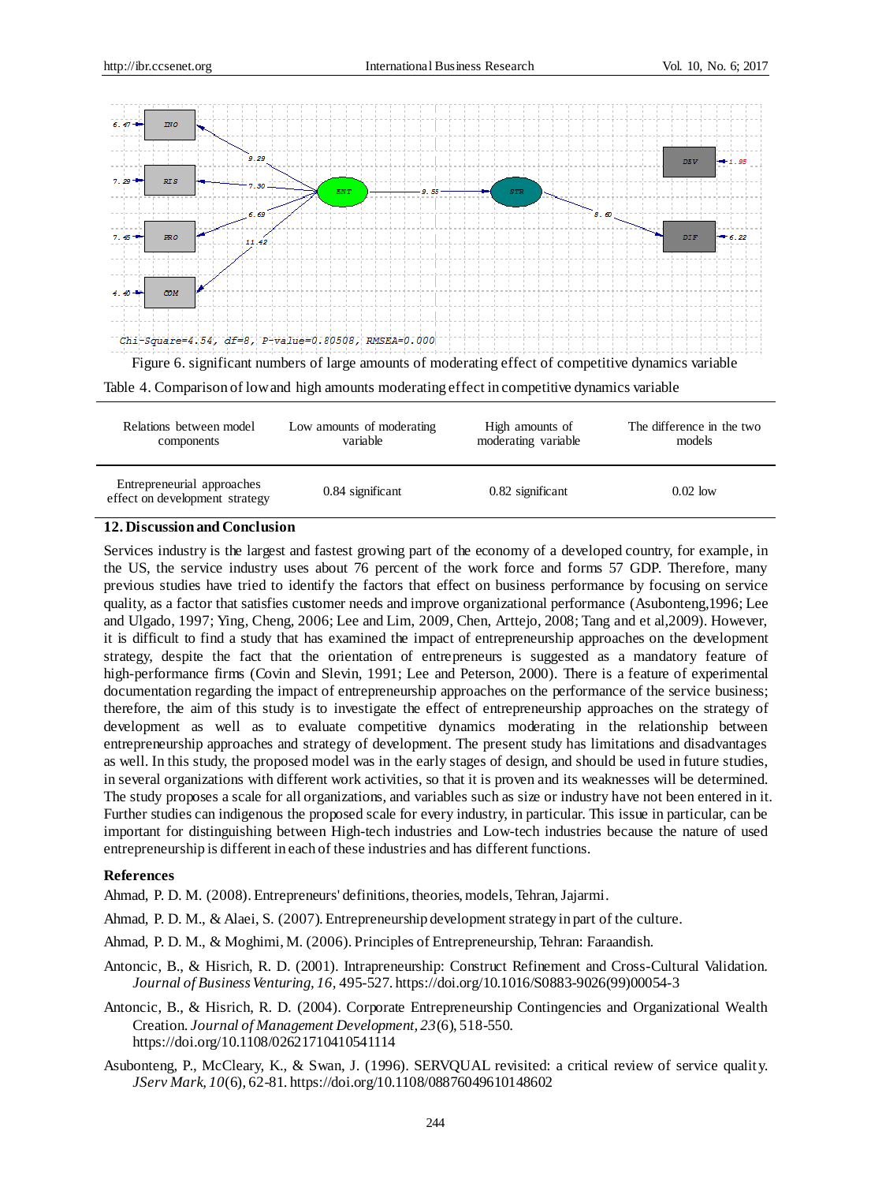Figure 6. significant numbers of large amounts of moderating effect of competitive dynamics variable

Table 4. Comparison of low and high amounts moderating effect in competitive dynamics variable

| Relations between model components | Low amounts of moderating variable | High amounts of moderating variable | The difference in the two models |
|---|---|---|---|
| Entrepreneurial approaches effect on development strategy | 0.84 significant | 0.82 significant | 0.02 low |

## 12. Discussion and Conclusion

Services industry is the largest and fastest growing part of the economy of a developed country, for example, in the US, the service industry uses about 76 percent of the work force and forms 57 GDP. Therefore, many previous studies have tried to identify the factors that effect on business performance by focusing on service quality, as a factor that satisfies customer needs and improve organizational performance (Asubonteng,1996; Lee and Ulgado, 1997; Ying, Cheng, 2006; Lee and Lim, 2009, Chen, Arttejo, 2008; Tang and et al,2009). However, it is difficult to find a study that has examined the impact of entrepreneurship approaches on the development strategy, despite the fact that the orientation of entrepreneurs is suggested as a mandatory feature of high-performance firms (Covin and Slevin, 1991; Lee and Peterson, 2000). There is a feature of experimental documentation regarding the impact of entrepreneurship approaches on the performance of the service business; therefore, the aim of this study is to investigate the effect of entrepreneurship approaches on the strategy of development as well as to evaluate competitive dynamics moderating in the relationship between entrepreneurship approaches and strategy of development. The present study has limitations and disadvantages as well. In this study, the proposed model was in the early stages of design, and should be used in future studies, in several organizations with different work activities, so that it is proven and its weaknesses will be determined. The study proposes a scale for all organizations, and variables such as size or industry have not been entered in it. Further studies can indigenous the proposed scale for every industry, in particular. This issue in particular, can be important for distinguishing between High-tech industries and Low-tech industries because the nature of used entrepreneurship is different in each of these industries and has different functions.

## References

Ahmad, P. D. M. (2008). Entrepreneurs' definitions, theories, models, Tehran, Jajarmi.

Ahmad, P. D. M., & Alaei, S. (2007). Entrepreneurship development strategy in part of the culture.

Ahmad, P. D. M., & Moghimi, M. (2006). Principles of Entrepreneurship, Tehran: Faraandish.

Antoncic, B., & Hisrich, R. D. (2001). Intrapreneurship: Construct Refinement and Cross-Cultural Validation. *Journal of Business Venturing, 16*, 495-527. https://doi.org/10.1016/S0883-9026(99)00054-3

Antoncic, B., & Hisrich, R. D. (2004). Corporate Entrepreneurship Contingencies and Organizational Wealth Creation. *Journal of Management Development, 23*(6), 518-550. https://doi.org/10.1108/02621710410541114

Asubonteng, P., McCleary, K., & Swan, J. (1996). SERVQUAL revisited: a critical review of service quality. *JServ Mark, 10*(6), 62-81. https://doi.org/10.1108/08876049610148602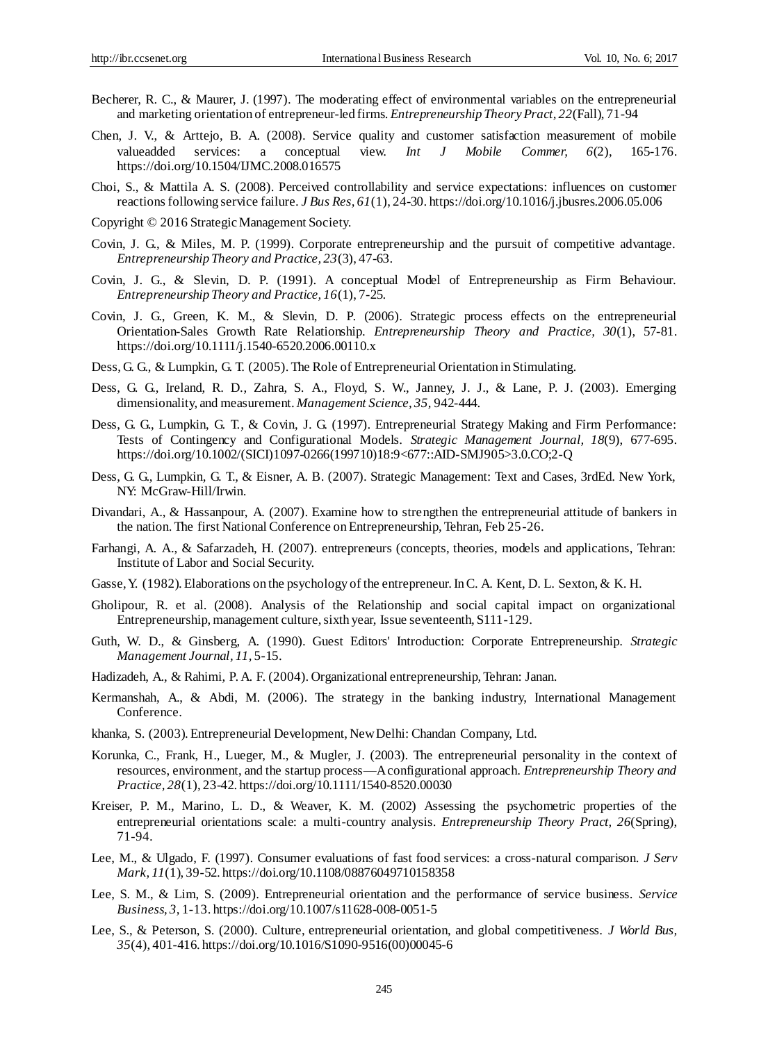Becherer, R. C., & Maurer, J. (1997). The moderating effect of environmental variables on the entrepreneurial and marketing orientation of entrepreneur-led firms. *Entrepreneurship Theory Pract, 22*(Fall), 71-94

Chen, J. V., & Arttejo, B. A. (2008). Service quality and customer satisfaction measurement of mobile valueadded services: a conceptual view. *Int J Mobile Commer, 6*(2), 165-176. https://doi.org/10.1504/IJMC.2008.016575

Choi, S., & Mattila A. S. (2008). Perceived controllability and service expectations: influences on customer reactions following service failure. *J Bus Res, 61*(1), 24-30. https://doi.org/10.1016/j.jbusres.2006.05.006

Copyright © 2016 Strategic Management Society.

Covin, J. G., & Miles, M. P. (1999). Corporate entrepreneurship and the pursuit of competitive advantage. *Entrepreneurship Theory and Practice, 23*(3), 47-63.

Covin, J. G., & Slevin, D. P. (1991). A conceptual Model of Entrepreneurship as Firm Behaviour. *Entrepreneurship Theory and Practice, 16*(1), 7-25.

Covin, J. G., Green, K. M., & Slevin, D. P. (2006). Strategic process effects on the entrepreneurial Orientation-Sales Growth Rate Relationship. *Entrepreneurship Theory and Practice, 30*(1), 57-81. https://doi.org/10.1111/j.1540-6520.2006.00110.x

Dess, G. G., & Lumpkin, G. T. (2005). The Role of Entrepreneurial Orientation in Stimulating.

Dess, G. G., Ireland, R. D., Zahra, S. A., Floyd, S. W., Janney, J. J., & Lane, P. J. (2003). Emerging dimensionality, and measurement. *Management Science, 35*, 942-444.

Dess, G. G., Lumpkin, G. T., & Covin, J. G. (1997). Entrepreneurial Strategy Making and Firm Performance: Tests of Contingency and Configurational Models. *Strategic Management Journal, 18*(9), 677-695. https://doi.org/10.1002/(SICI)1097-0266(199710)18:9<677::AID-SMJ905>3.0.CO;2-Q

Dess, G. G., Lumpkin, G. T., & Eisner, A. B. (2007). Strategic Management: Text and Cases, 3rdEd. New York, NY: McGraw-Hill/Irwin.

Divandari, A., & Hassanpour, A. (2007). Examine how to strengthen the entrepreneurial attitude of bankers in the nation. The first National Conference on Entrepreneurship, Tehran, Feb 25-26.

Farhangi, A. A., & Safarzadeh, H. (2007). entrepreneurs (concepts, theories, models and applications, Tehran: Institute of Labor and Social Security.

Gasse, Y. (1982). Elaborations on the psychology of the entrepreneur. In C. A. Kent, D. L. Sexton, & K. H.

Gholipour, R. et al. (2008). Analysis of the Relationship and social capital impact on organizational Entrepreneurship, management culture, sixth year, Issue seventeenth, S111-129.

Guth, W. D., & Ginsberg, A. (1990). Guest Editors' Introduction: Corporate Entrepreneurship. *Strategic Management Journal, 11*, 5-15.

Hadizadeh, A., & Rahimi, P. A. F. (2004). Organizational entrepreneurship, Tehran: Janan.

Kermanshah, A., & Abdi, M. (2006). The strategy in the banking industry, International Management Conference.

khanka, S. (2003). Entrepreneurial Development, New Delhi: Chandan Company, Ltd.

Korunka, C., Frank, H., Lueger, M., & Mugler, J. (2003). The entrepreneurial personality in the context of resources, environment, and the startup process—A configurational approach. *Entrepreneurship Theory and Practice, 28*(1), 23-42. https://doi.org/10.1111/1540-8520.00030

Kreiser, P. M., Marino, L. D., & Weaver, K. M. (2002) Assessing the psychometric properties of the entrepreneurial orientations scale: a multi-country analysis. *Entrepreneurship Theory Pract, 26*(Spring), 71-94.

Lee, M., & Ulgado, F. (1997). Consumer evaluations of fast food services: a cross-natural comparison. *J Serv Mark, 11*(1), 39-52. https://doi.org/10.1108/08876049710158358

Lee, S. M., & Lim, S. (2009). Entrepreneurial orientation and the performance of service business. *Service Business, 3*, 1-13. https://doi.org/10.1007/s11628-008-0051-5

Lee, S., & Peterson, S. (2000). Culture, entrepreneurial orientation, and global competitiveness. *J World Bus, 35*(4), 401-416. https://doi.org/10.1016/S1090-9516(00)00045-6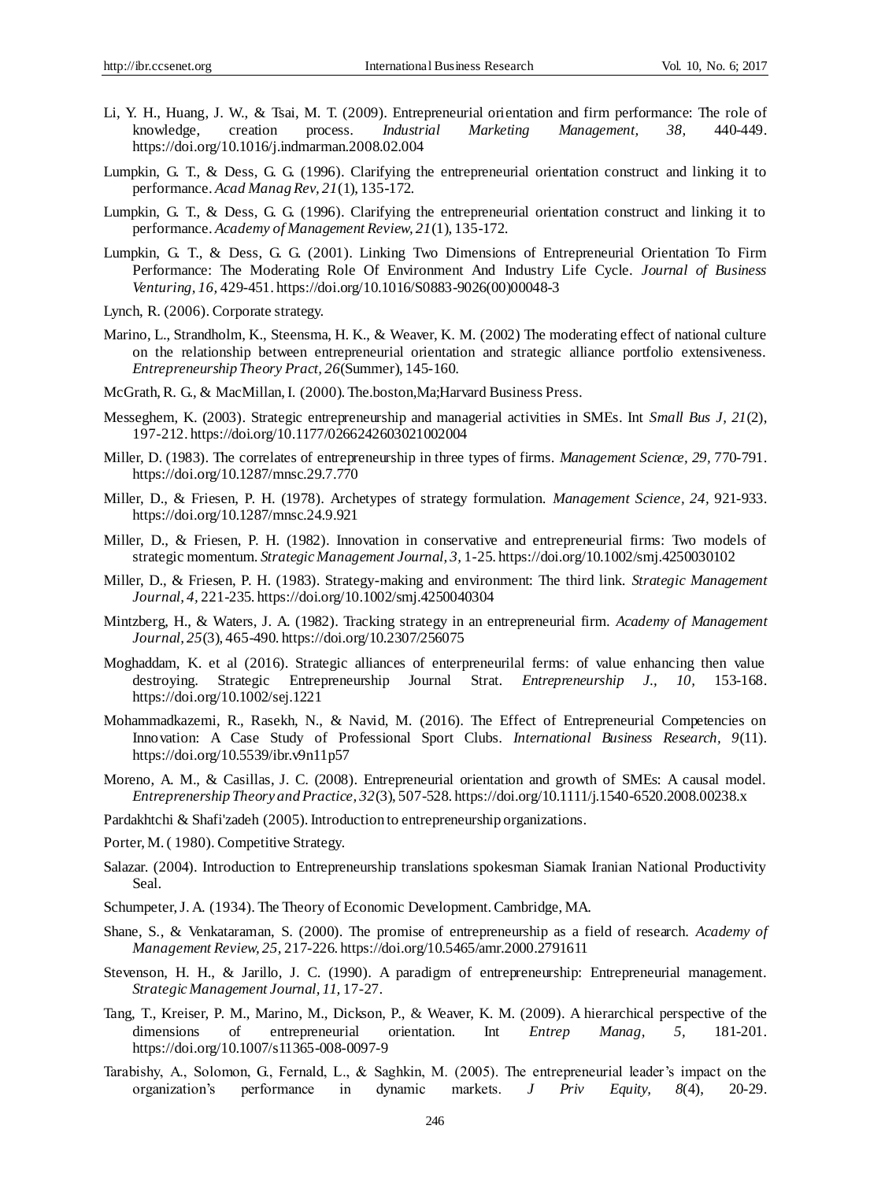Li, Y. H., Huang, J. W., & Tsai, M. T. (2009). Entrepreneurial orientation and firm performance: The role of knowledge, creation process. *Industrial Marketing Management, 38,* 440-449. https://doi.org/10.1016/j.indmarman.2008.02.004

Lumpkin, G. T., & Dess, G. G. (1996). Clarifying the entrepreneurial orientation construct and linking it to performance. *Acad Manag Rev, 21*(1), 135-172.

Lumpkin, G. T., & Dess, G. G. (1996). Clarifying the entrepreneurial orientation construct and linking it to performance. *Academy of Management Review, 21*(1), 135-172.

Lumpkin, G. T., & Dess, G. G. (2001). Linking Two Dimensions of Entrepreneurial Orientation To Firm Performance: The Moderating Role Of Environment And Industry Life Cycle. *Journal of Business Venturing, 16,* 429-451. https://doi.org/10.1016/S0883-9026(00)00048-3

Lynch, R. (2006). Corporate strategy.

Marino, L., Strandholm, K., Steensma, H. K., & Weaver, K. M. (2002) The moderating effect of national culture on the relationship between entrepreneurial orientation and strategic alliance portfolio extensiveness. *Entrepreneurship Theory Pract, 26*(Summer), 145-160.

McGrath, R. G., & MacMillan, I. (2000). The.boston,Ma;Harvard Business Press.

Messeghem, K. (2003). Strategic entrepreneurship and managerial activities in SMEs. Int *Small Bus J, 21*(2), 197-212. https://doi.org/10.1177/0266242603021002004

Miller, D. (1983). The correlates of entrepreneurship in three types of firms. *Management Science, 29,* 770-791. https://doi.org/10.1287/mnsc.29.7.770

Miller, D., & Friesen, P. H. (1978). Archetypes of strategy formulation. *Management Science, 24,* 921-933. https://doi.org/10.1287/mnsc.24.9.921

Miller, D., & Friesen, P. H. (1982). Innovation in conservative and entrepreneurial firms: Two models of strategic momentum. *Strategic Management Journal, 3,* 1-25. https://doi.org/10.1002/smj.4250030102

Miller, D., & Friesen, P. H. (1983). Strategy-making and environment: The third link. *Strategic Management Journal, 4,* 221-235. https://doi.org/10.1002/smj.4250040304

Mintzberg, H., & Waters, J. A. (1982). Tracking strategy in an entrepreneurial firm. *Academy of Management Journal, 25*(3), 465-490. https://doi.org/10.2307/256075

Moghaddam, K. et al (2016). Strategic alliances of enterpreneurilal ferms: of value enhancing then value destroying. Strategic Entrepreneurship Journal Strat. *Entrepreneurship J., 10,* 153-168. https://doi.org/10.1002/sej.1221

Mohammadkazemi, R., Rasekh, N., & Navid, M. (2016). The Effect of Entrepreneurial Competencies on Innovation: A Case Study of Professional Sport Clubs. *International Business Research, 9*(11). https://doi.org/10.5539/ibr.v9n11p57

Moreno, A. M., & Casillas, J. C. (2008). Entrepreneurial orientation and growth of SMEs: A causal model. *Entreprenership Theory and Practice, 32*(3), 507-528. https://doi.org/10.1111/j.1540-6520.2008.00238.x

Pardakhtchi & Shafi'zadeh (2005). Introduction to entrepreneurship organizations.

Porter, M. ( 1980). Competitive Strategy.

Salazar. (2004). Introduction to Entrepreneurship translations spokesman Siamak Iranian National Productivity Seal.

Schumpeter, J. A. (1934). The Theory of Economic Development. Cambridge, MA.

Shane, S., & Venkataraman, S. (2000). The promise of entrepreneurship as a field of research. *Academy of Management Review, 25,* 217-226. https://doi.org/10.5465/amr.2000.2791611

Stevenson, H. H., & Jarillo, J. C. (1990). A paradigm of entrepreneurship: Entrepreneurial management. *Strategic Management Journal, 11,* 17-27.

Tang, T., Kreiser, P. M., Marino, M., Dickson, P., & Weaver, K. M. (2009). A hierarchical perspective of the dimensions of entrepreneurial orientation. Int *Entrep Manag, 5,* 181-201. https://doi.org/10.1007/s11365-008-0097-9

Tarabishy, A., Solomon, G., Fernald, L., & Saghkin, M. (2005). The entrepreneurial leader's impact on the organization's performance in dynamic markets. *J Priv Equity, 8*(4), 20-29.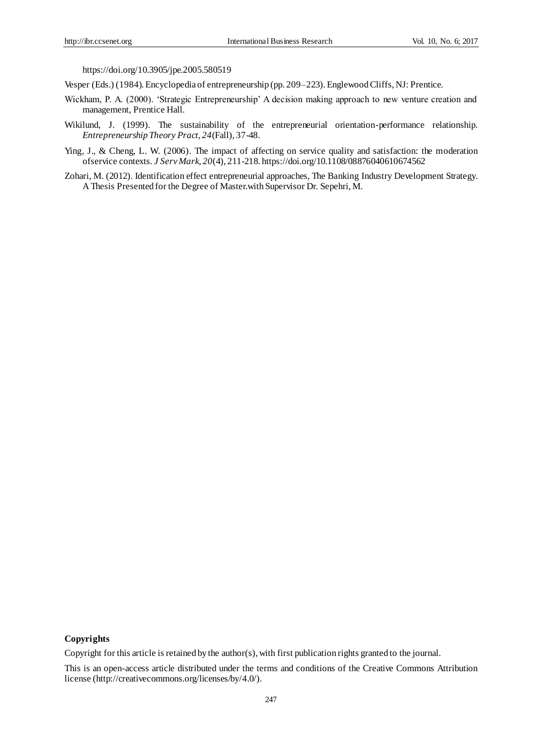https://doi.org/10.3905/jpe.2005.580519

Vesper (Eds.) (1984). Encyclopedia of entrepreneurship (pp. 209–223). Englewood Cliffs, NJ: Prentice.

Wickham, P. A. (2000). 'Strategic Entrepreneurship' A decision making approach to new venture creation and management, Prentice Hall.

Wikilund, J. (1999). The sustainability of the entrepreneurial orientation-performance relationship. *Entrepreneurship Theory Pract, 24*(Fall), 37-48.

Ying, J., & Cheng, L. W. (2006). The impact of affecting on service quality and satisfaction: the moderation ofservice contexts. *J Serv Mark, 20*(4), 211-218. https://doi.org/10.1108/08876040610674562

Zohari, M. (2012). Identification effect entrepreneurial approaches, The Banking Industry Development Strategy. A Thesis Presented for the Degree of Master.with Supervisor Dr. Sepehri, M.

**Copyrights**

Copyright for this article is retained by the author(s), with first publication rights granted to the journal.

This is an open-access article distributed under the terms and conditions of the Creative Commons Attribution license (http://creativecommons.org/licenses/by/4.0/).